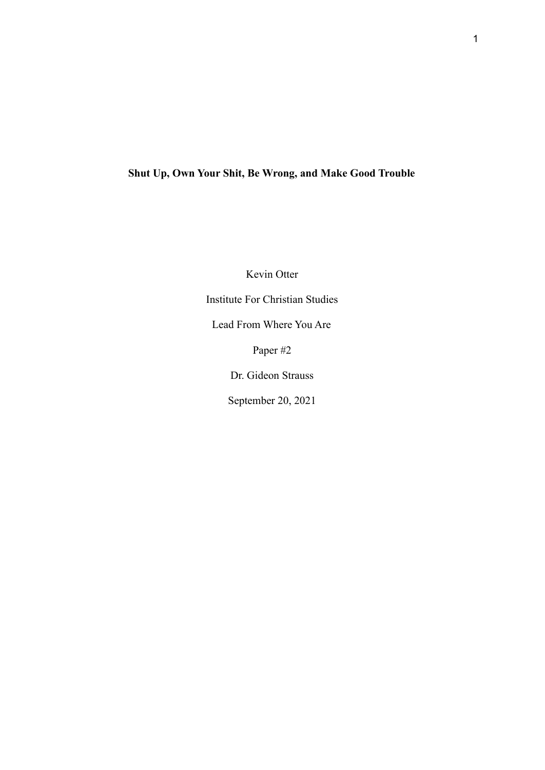**Shut Up, Own Your Shit, Be Wrong, and Make Good Trouble**

Kevin Otter

Institute For Christian Studies

Lead From Where You Are

Paper #2

Dr. Gideon Strauss

September 20, 2021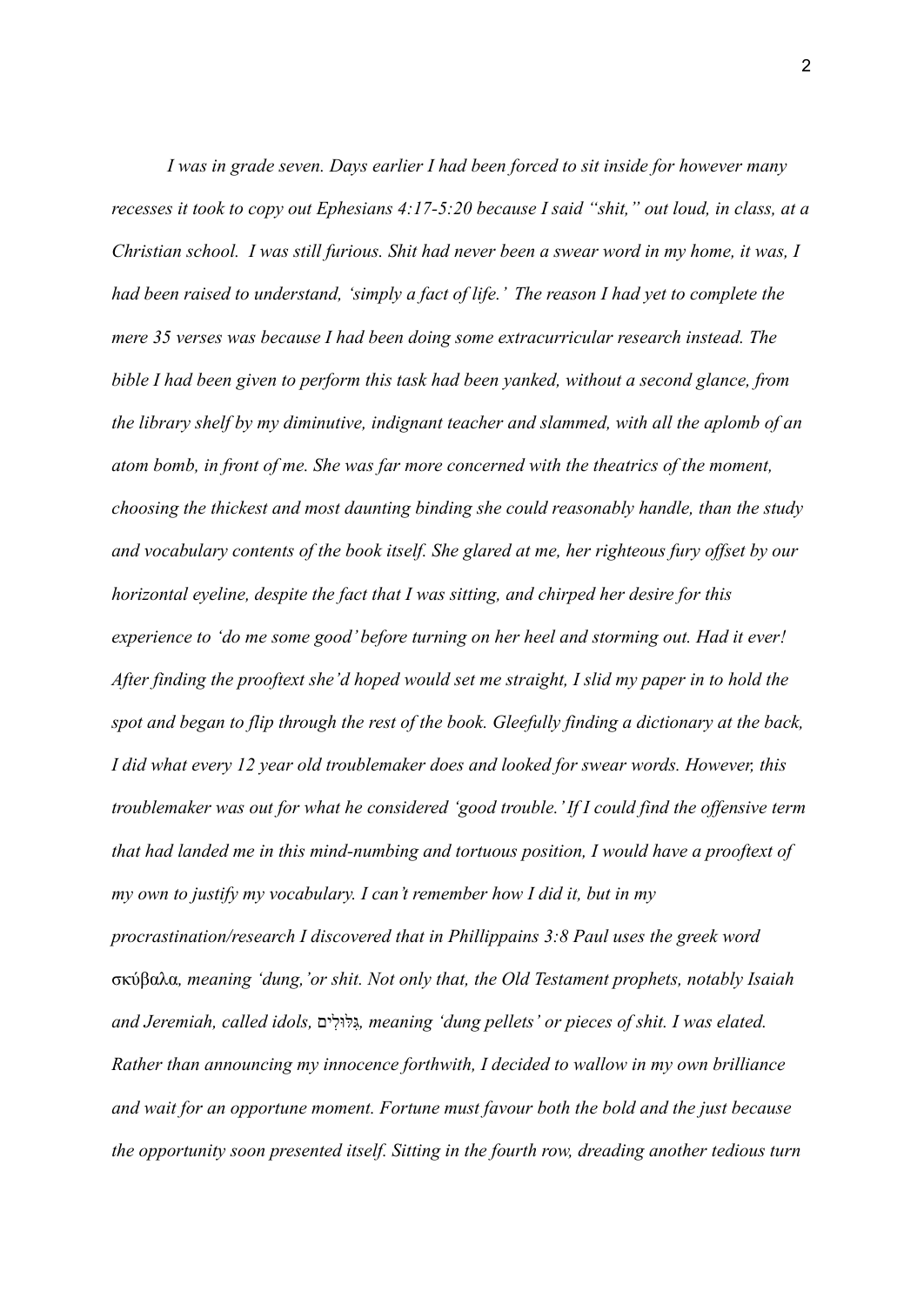*I was in grade seven. Days earlier I had been forced to sit inside for however many recesses it took to copy out Ephesians 4:17-5:20 because I said "shit," out loud, in class, at a Christian school. I was still furious. Shit had never been a swear word in my home, it was, I had been raised to understand, 'simply a fact of life.' The reason I had yet to complete the mere 35 verses was because I had been doing some extracurricular research instead. The bible I had been given to perform this task had been yanked, without a second glance, from the library shelf by my diminutive, indignant teacher and slammed, with all the aplomb of an atom bomb, in front of me. She was far more concerned with the theatrics of the moment, choosing the thickest and most daunting binding she could reasonably handle, than the study and vocabulary contents of the book itself. She glared at me, her righteous fury offset by our horizontal eyeline, despite the fact that I was sitting, and chirped her desire for this experience to 'do me some good' before turning on her heel and storming out. Had it ever! After finding the prooftext she'd hoped would set me straight, I slid my paper in to hold the spot and began to flip through the rest of the book. Gleefully finding a dictionary at the back, I did what every 12 year old troublemaker does and looked for swear words. However, this troublemaker was out for what he considered 'good trouble.' If I could find the offensive term that had landed me in this mind-numbing and tortuous position, I would have a prooftext of my own to justify my vocabulary. I can't remember how I did it, but in my procrastination/research I discovered that in Phillippains 3:8 Paul uses the greek word σκύβαλα, meaning 'dung,'or shit. Not only that, the Old Testament prophets, notably Isaiah and Jeremiah, called idols, גִּלּוּלִים, meaning 'dung pellets' or pieces of shit. I was elated. Rather than announcing my innocence forthwith, I decided to wallow in my own brilliance and wait for an opportune moment. Fortune must favour both the bold and the just because the opportunity soon presented itself. Sitting in the fourth row, dreading another tedious turn*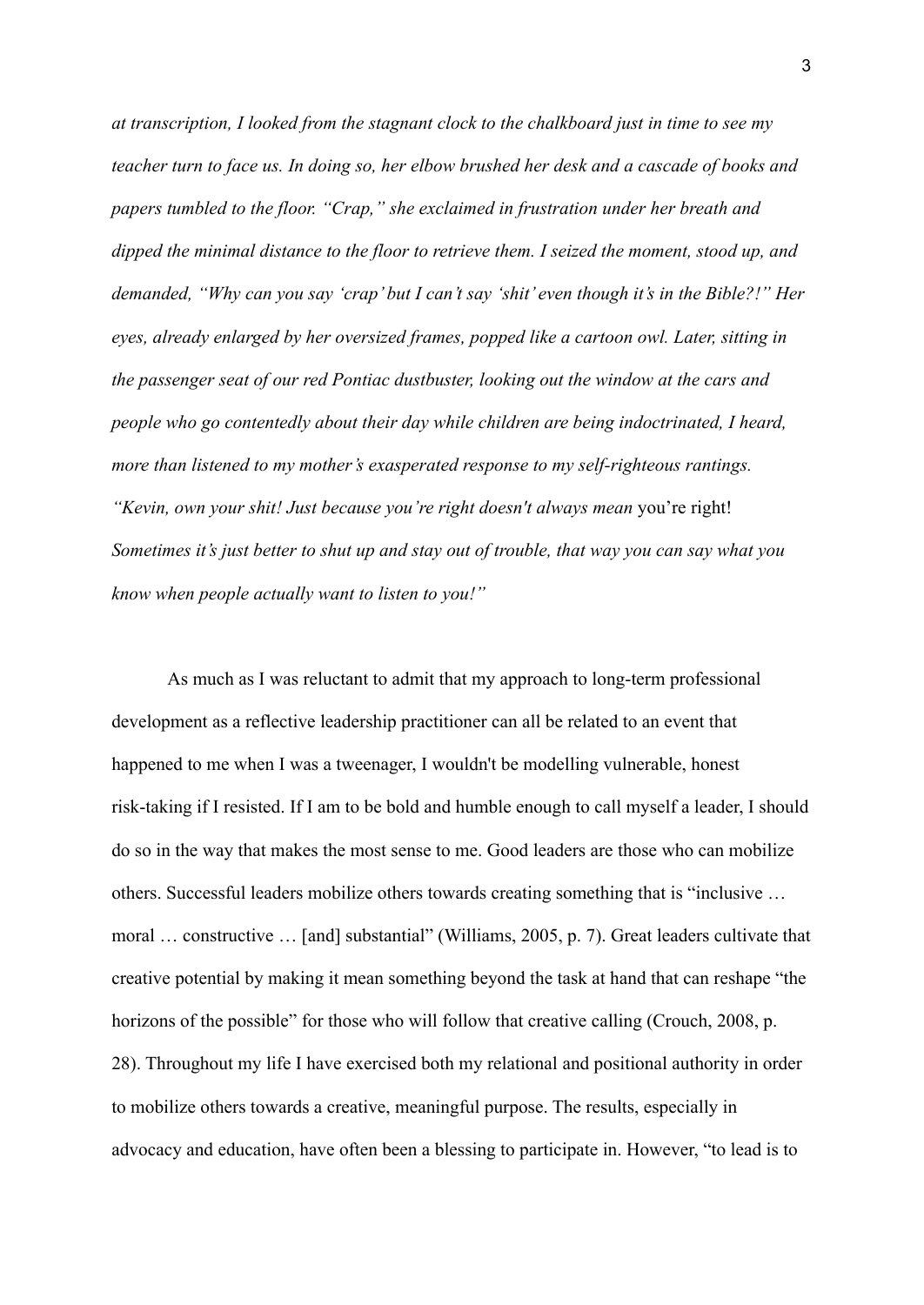*at transcription, I looked from the stagnant clock to the chalkboard just in time to see my teacher turn to face us. In doing so, her elbow brushed her desk and a cascade of books and papers tumbled to the floor. "Crap," she exclaimed in frustration under her breath and dipped the minimal distance to the floor to retrieve them. I seized the moment, stood up, and demanded, "Why can you say 'crap' but I can't say 'shit' even though it's in the Bible?!" Her eyes, already enlarged by her oversized frames, popped like a cartoon owl. Later, sitting in the passenger seat of our red Pontiac dustbuster, looking out the window at the cars and people who go contentedly about their day while children are being indoctrinated, I heard, more than listened to my mother's exasperated response to my self-righteous rantings. "Kevin, own your shit! Just because you're right doesn't always mean* you're right! *Sometimes it's just better to shut up and stay out of trouble, that way you can say what you know when people actually want to listen to you!"*

As much as I was reluctant to admit that my approach to long-term professional development as a reflective leadership practitioner can all be related to an event that happened to me when I was a tweenager, I wouldn't be modelling vulnerable, honest risk-taking if I resisted. If I am to be bold and humble enough to call myself a leader, I should do so in the way that makes the most sense to me. Good leaders are those who can mobilize others. Successful leaders mobilize others towards creating something that is "inclusive … moral … constructive … [and] substantial" (Williams, 2005, p. 7). Great leaders cultivate that creative potential by making it mean something beyond the task at hand that can reshape "the horizons of the possible" for those who will follow that creative calling (Crouch, 2008, p. 28). Throughout my life I have exercised both my relational and positional authority in order to mobilize others towards a creative, meaningful purpose. The results, especially in advocacy and education, have often been a blessing to participate in. However, "to lead is to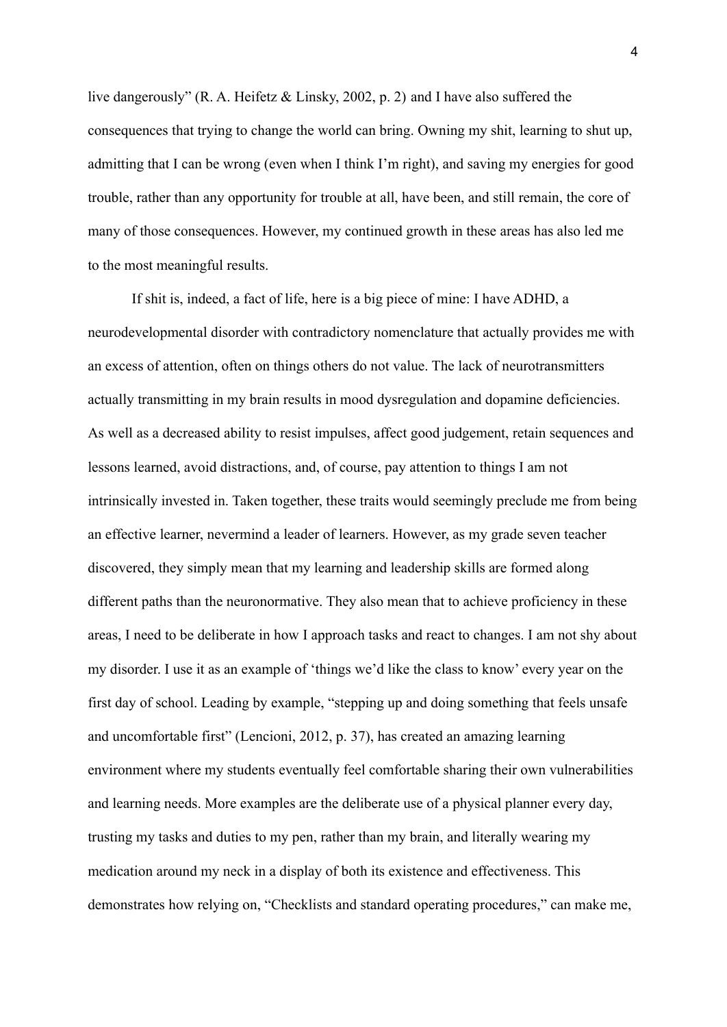live dangerously" (R. A. Heifetz & Linsky, 2002, p. 2) and I have also suffered the consequences that trying to change the world can bring. Owning my shit, learning to shut up, admitting that I can be wrong (even when I think I'm right), and saving my energies for good trouble, rather than any opportunity for trouble at all, have been, and still remain, the core of many of those consequences. However, my continued growth in these areas has also led me to the most meaningful results.

If shit is, indeed, a fact of life, here is a big piece of mine: I have ADHD, a neurodevelopmental disorder with contradictory nomenclature that actually provides me with an excess of attention, often on things others do not value. The lack of neurotransmitters actually transmitting in my brain results in mood dysregulation and dopamine deficiencies. As well as a decreased ability to resist impulses, affect good judgement, retain sequences and lessons learned, avoid distractions, and, of course, pay attention to things I am not intrinsically invested in. Taken together, these traits would seemingly preclude me from being an effective learner, nevermind a leader of learners. However, as my grade seven teacher discovered, they simply mean that my learning and leadership skills are formed along different paths than the neuronormative. They also mean that to achieve proficiency in these areas, I need to be deliberate in how I approach tasks and react to changes. I am not shy about my disorder. I use it as an example of 'things we'd like the class to know' every year on the first day of school. Leading by example, "stepping up and doing something that feels unsafe and uncomfortable first" (Lencioni, 2012, p. 37), has created an amazing learning environment where my students eventually feel comfortable sharing their own vulnerabilities and learning needs. More examples are the deliberate use of a physical planner every day, trusting my tasks and duties to my pen, rather than my brain, and literally wearing my medication around my neck in a display of both its existence and effectiveness. This demonstrates how relying on, "Checklists and standard operating procedures," can make me,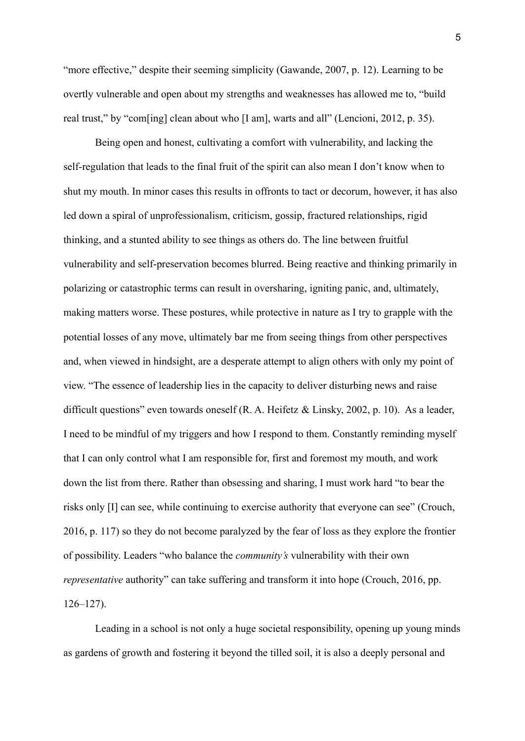"more effective," despite their seeming simplicity (Gawande, 2007, p. 12). Learning to be overtly vulnerable and open about my strengths and weaknesses has allowed me to, "build real trust," by "com[ing] clean about who [I am], warts and all" (Lencioni, 2012, p. 35).

Being open and honest, cultivating a comfort with vulnerability, and lacking the self-regulation that leads to the final fruit of the spirit can also mean I don't know when to shut my mouth. In minor cases this results in offronts to tact or decorum, however, it has also led down a spiral of unprofessionalism, criticism, gossip, fractured relationships, rigid thinking, and a stunted ability to see things as others do. The line between fruitful vulnerability and self-preservation becomes blurred. Being reactive and thinking primarily in polarizing or catastrophic terms can result in oversharing, igniting panic, and, ultimately, making matters worse. These postures, while protective in nature as I try to grapple with the potential losses of any move, ultimately bar me from seeing things from other perspectives and, when viewed in hindsight, are a desperate attempt to align others with only my point of view. "The essence of leadership lies in the capacity to deliver disturbing news and raise difficult questions" even towards oneself (R. A. Heifetz & Linsky, 2002, p. 10). As a leader, I need to be mindful of my triggers and how I respond to them. Constantly reminding myself that I can only control what I am responsible for, first and foremost my mouth, and work down the list from there. Rather than obsessing and sharing, I must work hard "to bear the risks only [I] can see, while continuing to exercise authority that everyone can see" (Crouch, 2016, p. 117) so they do not become paralyzed by the fear of loss as they explore the frontier of possibility. Leaders "who balance the *community's* vulnerability with their own *representative* authority" can take suffering and transform it into hope (Crouch, 2016, pp. 126–127).

Leading in a school is not only a huge societal responsibility, opening up young minds as gardens of growth and fostering it beyond the tilled soil, it is also a deeply personal and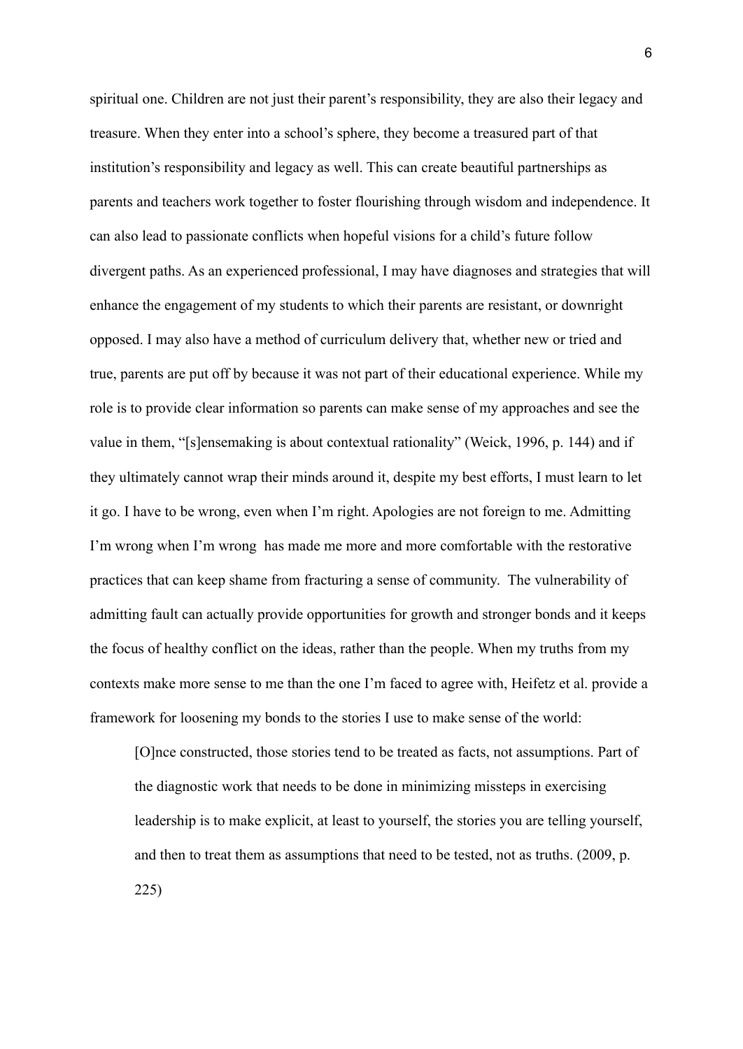spiritual one. Children are not just their parent's responsibility, they are also their legacy and treasure. When they enter into a school's sphere, they become a treasured part of that institution's responsibility and legacy as well. This can create beautiful partnerships as parents and teachers work together to foster flourishing through wisdom and independence. It can also lead to passionate conflicts when hopeful visions for a child's future follow divergent paths. As an experienced professional, I may have diagnoses and strategies that will enhance the engagement of my students to which their parents are resistant, or downright opposed. I may also have a method of curriculum delivery that, whether new or tried and true, parents are put off by because it was not part of their educational experience. While my role is to provide clear information so parents can make sense of my approaches and see the value in them, "[s]ensemaking is about contextual rationality" (Weick, 1996, p. 144) and if they ultimately cannot wrap their minds around it, despite my best efforts, I must learn to let it go. I have to be wrong, even when I'm right. Apologies are not foreign to me. Admitting I'm wrong when I'm wrong has made me more and more comfortable with the restorative practices that can keep shame from fracturing a sense of community. The vulnerability of admitting fault can actually provide opportunities for growth and stronger bonds and it keeps the focus of healthy conflict on the ideas, rather than the people. When my truths from my contexts make more sense to me than the one I'm faced to agree with, Heifetz et al. provide a framework for loosening my bonds to the stories I use to make sense of the world:

> [O]nce constructed, those stories tend to be treated as facts, not assumptions. Part of the diagnostic work that needs to be done in minimizing missteps in exercising leadership is to make explicit, at least to yourself, the stories you are telling yourself, and then to treat them as assumptions that need to be tested, not as truths. (2009, p. 225)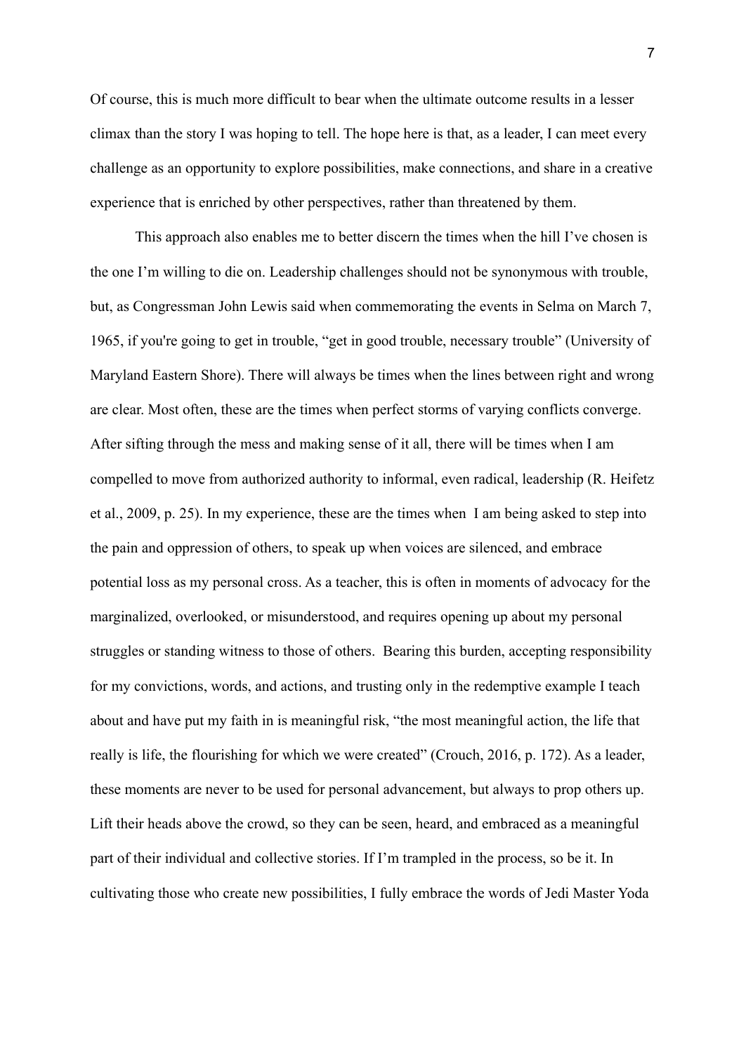Of course, this is much more difficult to bear when the ultimate outcome results in a lesser climax than the story I was hoping to tell. The hope here is that, as a leader, I can meet every challenge as an opportunity to explore possibilities, make connections, and share in a creative experience that is enriched by other perspectives, rather than threatened by them.

This approach also enables me to better discern the times when the hill I've chosen is the one I'm willing to die on. Leadership challenges should not be synonymous with trouble, but, as Congressman John Lewis said when commemorating the events in Selma on March 7, 1965, if you're going to get in trouble, "get in good trouble, necessary trouble" (University of Maryland Eastern Shore). There will always be times when the lines between right and wrong are clear. Most often, these are the times when perfect storms of varying conflicts converge. After sifting through the mess and making sense of it all, there will be times when I am compelled to move from authorized authority to informal, even radical, leadership (R. Heifetz et al., 2009, p. 25). In my experience, these are the times when I am being asked to step into the pain and oppression of others, to speak up when voices are silenced, and embrace potential loss as my personal cross. As a teacher, this is often in moments of advocacy for the marginalized, overlooked, or misunderstood, and requires opening up about my personal struggles or standing witness to those of others. Bearing this burden, accepting responsibility for my convictions, words, and actions, and trusting only in the redemptive example I teach about and have put my faith in is meaningful risk, "the most meaningful action, the life that really is life, the flourishing for which we were created" (Crouch, 2016, p. 172). As a leader, these moments are never to be used for personal advancement, but always to prop others up. Lift their heads above the crowd, so they can be seen, heard, and embraced as a meaningful part of their individual and collective stories. If I'm trampled in the process, so be it. In cultivating those who create new possibilities, I fully embrace the words of Jedi Master Yoda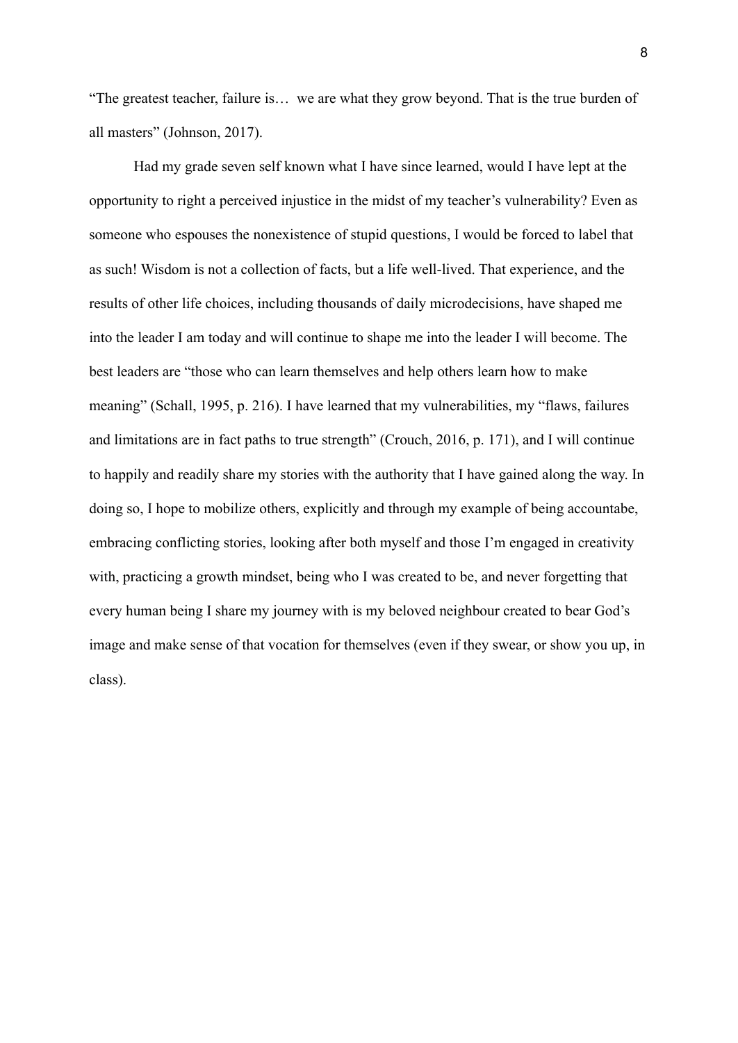"The greatest teacher, failure is… we are what they grow beyond. That is the true burden of all masters" (Johnson, 2017).

Had my grade seven self known what I have since learned, would I have lept at the opportunity to right a perceived injustice in the midst of my teacher's vulnerability? Even as someone who espouses the nonexistence of stupid questions, I would be forced to label that as such! Wisdom is not a collection of facts, but a life well-lived. That experience, and the results of other life choices, including thousands of daily microdecisions, have shaped me into the leader I am today and will continue to shape me into the leader I will become. The best leaders are "those who can learn themselves and help others learn how to make meaning" (Schall, 1995, p. 216). I have learned that my vulnerabilities, my "flaws, failures and limitations are in fact paths to true strength" (Crouch, 2016, p. 171), and I will continue to happily and readily share my stories with the authority that I have gained along the way. In doing so, I hope to mobilize others, explicitly and through my example of being accountabe, embracing conflicting stories, looking after both myself and those I'm engaged in creativity with, practicing a growth mindset, being who I was created to be, and never forgetting that every human being I share my journey with is my beloved neighbour created to bear God's image and make sense of that vocation for themselves (even if they swear, or show you up, in class).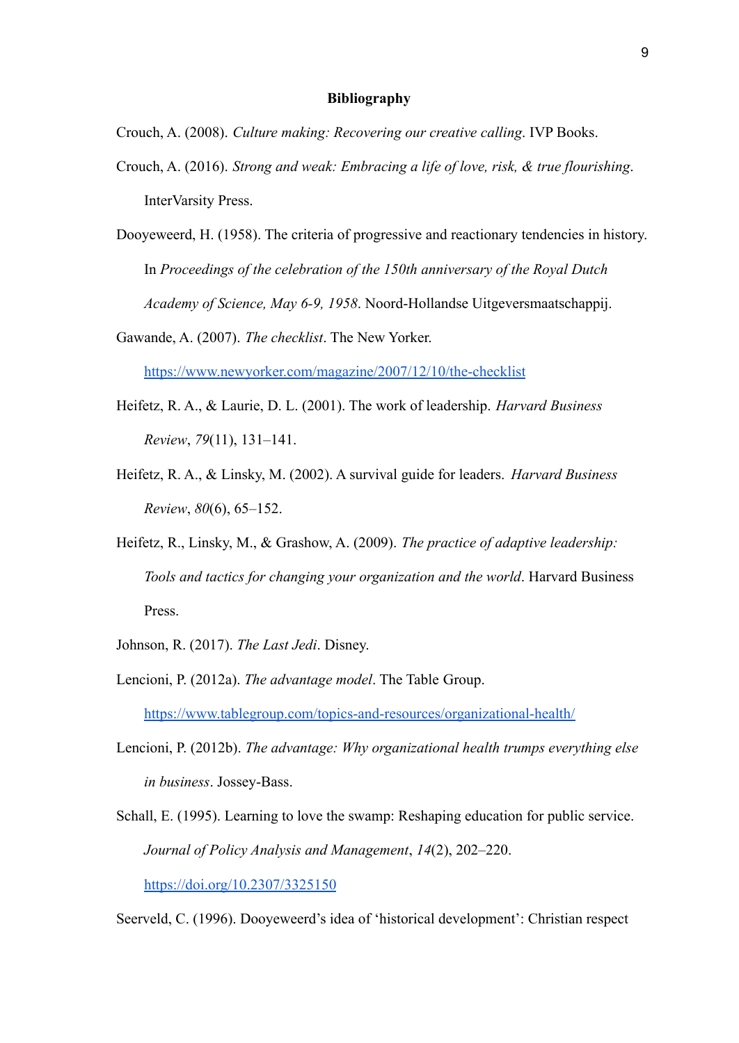# Bibliography

Crouch, A. (2008). *Culture making: Recovering our creative calling*. IVP Books.

Crouch, A. (2016). *Strong and weak: Embracing a life of love, risk, & true flourishing*. InterVarsity Press.

Dooyeweerd, H. (1958). The criteria of progressive and reactionary tendencies in history. In *Proceedings of the celebration of the 150th anniversary of the Royal Dutch Academy of Science, May 6-9, 1958*. Noord-Hollandse Uitgeversmaatschappij.

Gawande, A. (2007). *The checklist*. The New Yorker. https://www.newyorker.com/magazine/2007/12/10/the-checklist

Heifetz, R. A., & Laurie, D. L. (2001). The work of leadership. *Harvard Business Review*, *79*(11), 131–141.

Heifetz, R. A., & Linsky, M. (2002). A survival guide for leaders. *Harvard Business Review*, *80*(6), 65–152.

Heifetz, R., Linsky, M., & Grashow, A. (2009). *The practice of adaptive leadership: Tools and tactics for changing your organization and the world*. Harvard Business Press.

Johnson, R. (2017). *The Last Jedi*. Disney.

Lencioni, P. (2012a). *The advantage model*. The Table Group. https://www.tablegroup.com/topics-and-resources/organizational-health/

Lencioni, P. (2012b). *The advantage: Why organizational health trumps everything else in business*. Jossey-Bass.

Schall, E. (1995). Learning to love the swamp: Reshaping education for public service. *Journal of Policy Analysis and Management*, *14*(2), 202–220. https://doi.org/10.2307/3325150

Seerveld, C. (1996). Dooyeweerd's idea of 'historical development': Christian respect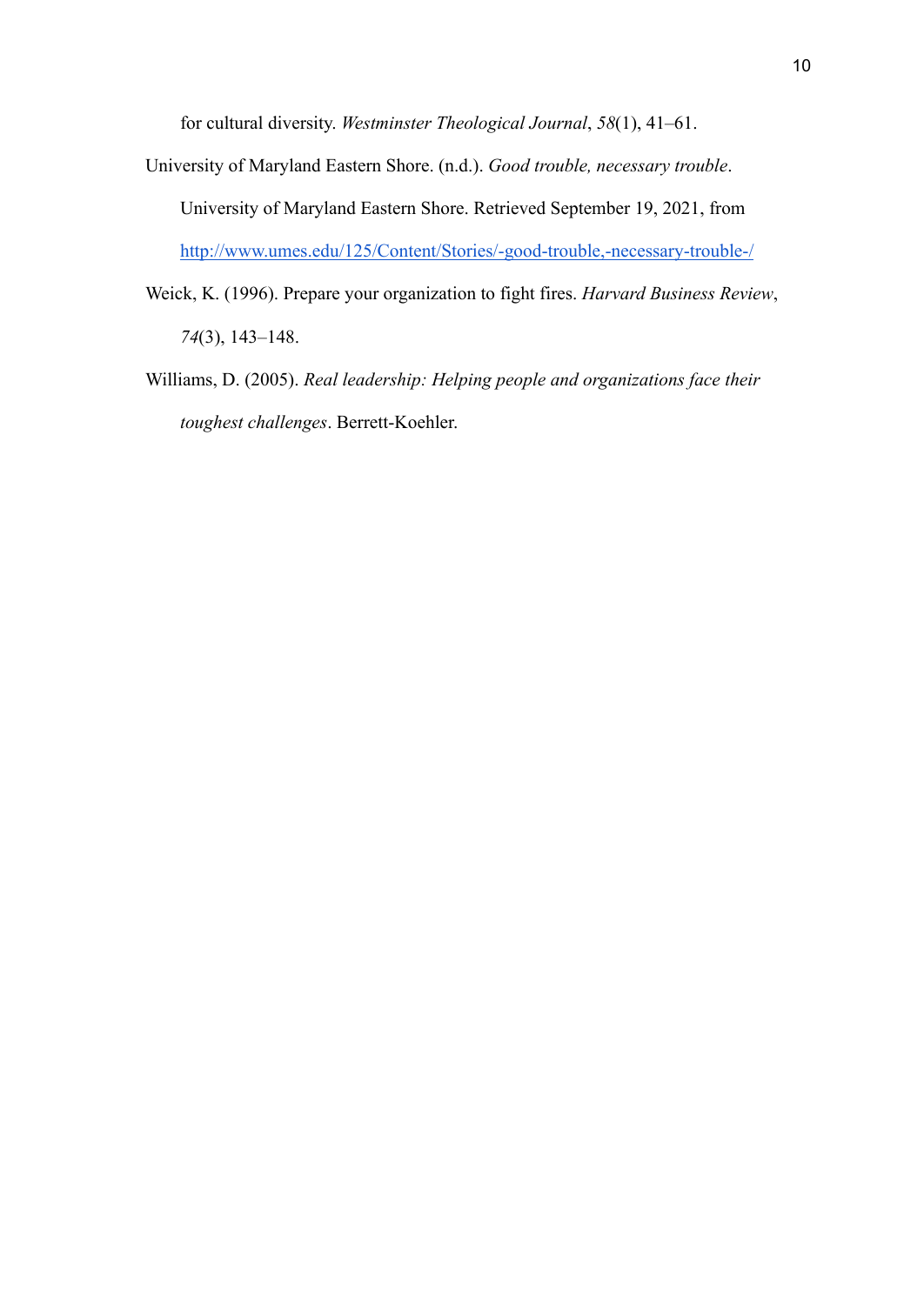for cultural diversity. *Westminster Theological Journal*, *58*(1), 41–61.

University of Maryland Eastern Shore. (n.d.). *Good trouble, necessary trouble*. University of Maryland Eastern Shore. Retrieved September 19, 2021, from http://www.umes.edu/125/Content/Stories/-good-trouble,-necessary-trouble-/

Weick, K. (1996). Prepare your organization to fight fires. *Harvard Business Review*, *74*(3), 143–148.

Williams, D. (2005). *Real leadership: Helping people and organizations face their toughest challenges*. Berrett-Koehler.